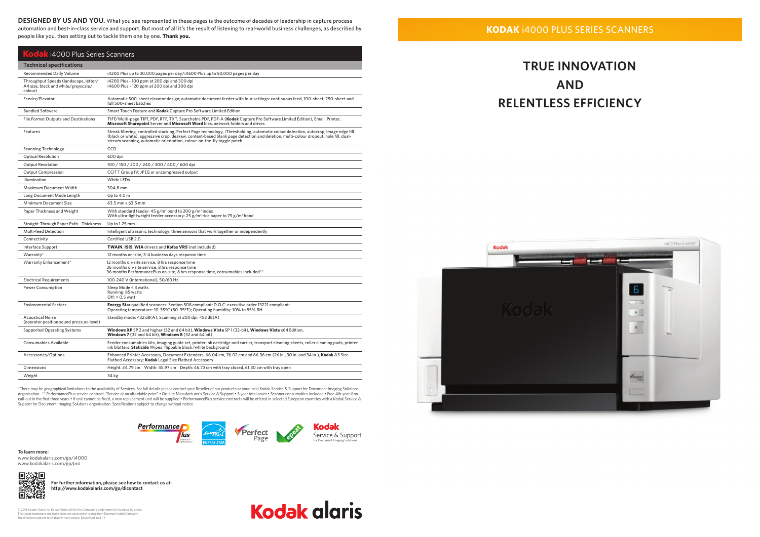**DESIGNED BY US AND YOU.** What you see represented in these pages is the outcome of decades of leadership in capture process automation and best-in-class service and support. But most of all it's the result of listening to real-world business challenges, as described by people like you, then setting out to tackle them one by one. **Thank you.**

## Kodak i4000 Plus Series Scanners

| Technical specifications | |
|---|---|
| Recommended Daily Volume | i4200 Plus up to 30,000 pages per day/i4600 Plus up to 50,000 pages per day |
| Throughput Speeds (landscape, letter/ A4 size, black and white/greyscale/ colour) | i4200 Plus - 100 ppm at 200 dpi and 300 dpi<br>i4600 Plus - 120 ppm at 200 dpi and 300 dpi |
| Feeder/Elevator | Automatic 500-sheet elevator design; automatic document feeder with four settings: continuous feed, 100-sheet, 250-sheet and full 500-sheet batches |
| Bundled Software | Smart Touch Feature and **Kodak** Capture Pro Software Limited Edition |
| File Format Outputs and Destinations | TIFF/Multi-page TIFF, PDF, RTF, TXT, Searchable PDF, PDF-A (**Kodak** Capture Pro Software Limited Edition), Email, Printer, **Microsoft Sharepoint** Server and **Microsoft Word** files, network folders and drives |
| Features | Streak filtering, controlled stacking, Perfect Page technology, iThresholding, automatic colour detection, autocrop, image edge fill (black or white), aggressive crop, deskew, content-based blank page detection and deletion, multi-colour dropout, hole fill, dual-stream scanning, automatic orientation, colour-on-the-fly toggle patch |
| Scanning Technology | CCD |
| Optical Resolution | 600 dpi |
| Output Resolution | 100 / 150 / 200 / 240 / 300 / 400 / 600 dpi |
| Output Compression | CCITT Group IV; JPEG or uncompressed output |
| Illumination | White LEDs |
| Maximum Document Width | 304.8 mm |
| Long Document Mode Length | Up to 4.0 m |
| Minimum Document Size | 63.5 mm x 63.5 mm |
| Paper Thickness and Weight | With standard feeder: 45 g/m² bond to 200 g/m² index<br>With ultra-lightweight feeder accessory: 25 g/m² rice paper to 75 g/m² bond |
| Straight-Through Paper Path - Thickness | Up to 1.25 mm |
| Multi-feed Detection | Intelligent ultrasonic technology; three sensors that work together or independently |
| Connectivity | Certified USB 2.0 |
| Interface Support | **TWAIN**, **ISIS**, **WIA** drivers and **Kofax VRS** (not included) |
| Warranty* | 12 months on-site, 3-4 business days response time |
| Warranty Enhancement* | 12 months on-site service, 8 hrs response time<br>36 months on-site service, 8 hrs response time<br>36 months PerformancePlus on-site, 8 hrs response time, consumables included** |
| Electrical Requirements | 100-240 V (international), 50/60 Hz |
| Power Consumption | Sleep Mode < 3 watts<br>Running: 85 watts<br>Off: < 0.5 watt |
| Environmental Factors | **Energy Star** qualified scanners: Section 508 compliant; D.O.C. executive order 13221 compliant;<br>Operating temperature: 10-35°C (50-95°F); Operating humidity: 10% to 85% RH |
| Acoustical Noise (operator position sound pressure level) | Standby mode: <32 dB(A); Scanning at 200 dpi: <53 dB(A) |
| Supported Operating Systems | **Windows XP** SP 2 and higher (32 and 64 bit), **Windows Vista** SP 1 (32-bit), **Windows Vista** x64 Edition, **Windows 7** (32 and 64 bit), **Windows 8** (32 and 64 bit) |
| Consumables Available | Feeder consumables kits, imaging guide set, printer ink cartridge and carrier, transport cleaning sheets, roller cleaning pads, printer ink blotters, **Staticide** Wipes, flippable black/white background |
| Accessories/Options | Enhanced Printer Accessory, Document Extenders, 66.04 cm, 76.02 cm and 86.36 cm (26 in., 30 in. and 34 in.), **Kodak** A3 Size Flatbed Accessory; **Kodak** Legal Size Flatbed Accessory |
| Dimensions | Height: 34.79 cm Width: 45.97 cm Depth: 46.73 cm with tray closed, 61.30 cm with tray open |
| Weight | 34 kg |

*There may be geographical limitations to the availability of Services. For full details please contact your Reseller of our products or your local Kodak Service & Support for Document Imaging Solutions organisation. ** PerformancePlus service contract: "Service at an affordable price" • On-site Manufacturer's Service & Support • 3 year total cover • Scanner consumables included • Free 4th year if no call-out in the first three years • If unit cannot be fixed, a new replacement unit will be supplied • PerformancePlus service contracts will be offered in selected European countries with a Kodak Service & Support for Document Imaging Solutions organisation. Specifications subject to change without notice.

**To learn more:**
www.kodakalaris.com/go/i4000
www.kodakalaris.com/go/pro

**For further information, please see how to contact us at: http://www.kodakalaris.com/go/dicontact**

© 2013 Kodak Alaris Inc. Kodak Alaris will be the Company's trade name for its global business. The Kodak trademark and trade dress are used under license from Eastman Kodak Company. Specifications subject to change without notice. DoldeMedien 3-14

# KODAK i4000 PLUS SERIES SCANNERS

# TRUE INNOVATION AND RELENTLESS EFFICIENCY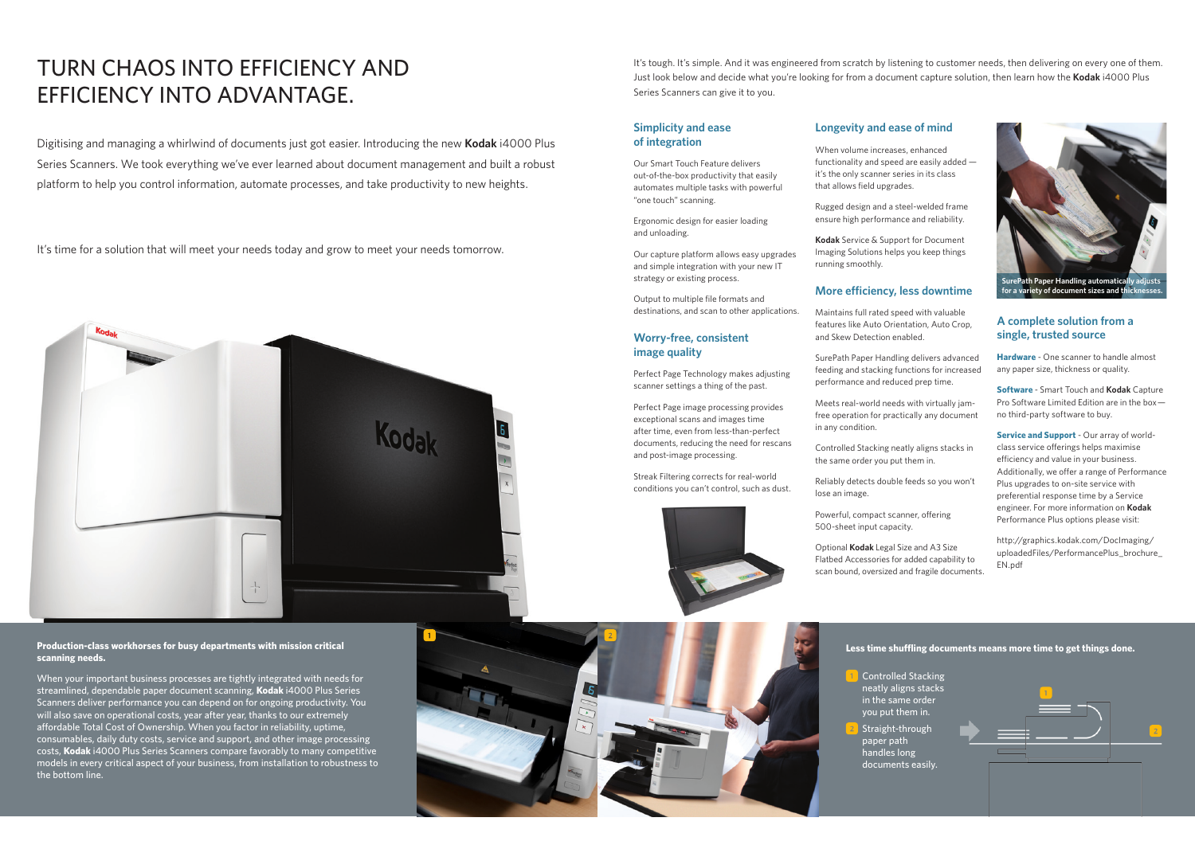# TURN CHAOS INTO EFFICIENCY AND EFFICIENCY INTO ADVANTAGE.

Digitising and managing a whirlwind of documents just got easier. Introducing the new **Kodak** i4000 Plus Series Scanners. We took everything we've ever learned about document management and built a robust platform to help you control information, automate processes, and take productivity to new heights.

It's time for a solution that will meet your needs today and grow to meet your needs tomorrow.

It's tough. It's simple. And it was engineered from scratch by listening to customer needs, then delivering on every one of them. Just look below and decide what you're looking for from a document capture solution, then learn how the **Kodak** i4000 Plus Series Scanners can give it to you.

## Simplicity and ease of integration

Our Smart Touch Feature delivers out-of-the-box productivity that easily automates multiple tasks with powerful "one touch" scanning.

Ergonomic design for easier loading and unloading.

Our capture platform allows easy upgrades and simple integration with your new IT strategy or existing process.

Output to multiple file formats and destinations, and scan to other applications.

## Worry-free, consistent image quality

Perfect Page Technology makes adjusting scanner settings a thing of the past.

Perfect Page image processing provides exceptional scans and images time after time, even from less-than-perfect documents, reducing the need for rescans and post-image processing.

Streak Filtering corrects for real-world conditions you can't control, such as dust.

## Longevity and ease of mind

When volume increases, enhanced functionality and speed are easily added — it's the only scanner series in its class that allows field upgrades.

Rugged design and a steel-welded frame ensure high performance and reliability.

**Kodak** Service & Support for Document Imaging Solutions helps you keep things running smoothly.

## More efficiency, less downtime

Maintains full rated speed with valuable features like Auto Orientation, Auto Crop, and Skew Detection enabled.

SurePath Paper Handling delivers advanced feeding and stacking functions for increased performance and reduced prep time.

Meets real-world needs with virtually jam-free operation for practically any document in any condition.

Controlled Stacking neatly aligns stacks in the same order you put them in.

Reliably detects double feeds so you won't lose an image.

Powerful, compact scanner, offering 500-sheet input capacity.

Optional **Kodak** Legal Size and A3 Size Flatbed Accessories for added capability to scan bound, oversized and fragile documents.

**SurePath Paper Handling automatically adjusts for a variety of document sizes and thicknesses.**

## A complete solution from a single, trusted source

**Hardware** - One scanner to handle almost any paper size, thickness or quality.

**Software** - Smart Touch and **Kodak** Capture Pro Software Limited Edition are in the box—no third-party software to buy.

**Service and Support** - Our array of world-class service offerings helps maximise efficiency and value in your business. Additionally, we offer a range of Performance Plus upgrades to on-site service with preferential response time by a Service engineer. For more information on **Kodak** Performance Plus options please visit:

http://graphics.kodak.com/DocImaging/uploadedFiles/PerformancePlus_brochure_EN.pdf

**Production-class workhorses for busy departments with mission critical scanning needs.**

When your important business processes are tightly integrated with needs for streamlined, dependable paper document scanning, **Kodak** i4000 Plus Series Scanners deliver performance you can depend on for ongoing productivity. You will also save on operational costs, year after year, thanks to our extremely affordable Total Cost of Ownership. When you factor in reliability, uptime, consumables, daily duty costs, service and support, and other image processing costs, **Kodak** i4000 Plus Series Scanners compare favorably to many competitive models in every critical aspect of your business, from installation to robustness to the bottom line.

**Less time shuffling documents means more time to get things done.**

1. Controlled Stacking neatly aligns stacks in the same order you put them in.
2. Straight-through paper path handles long documents easily.